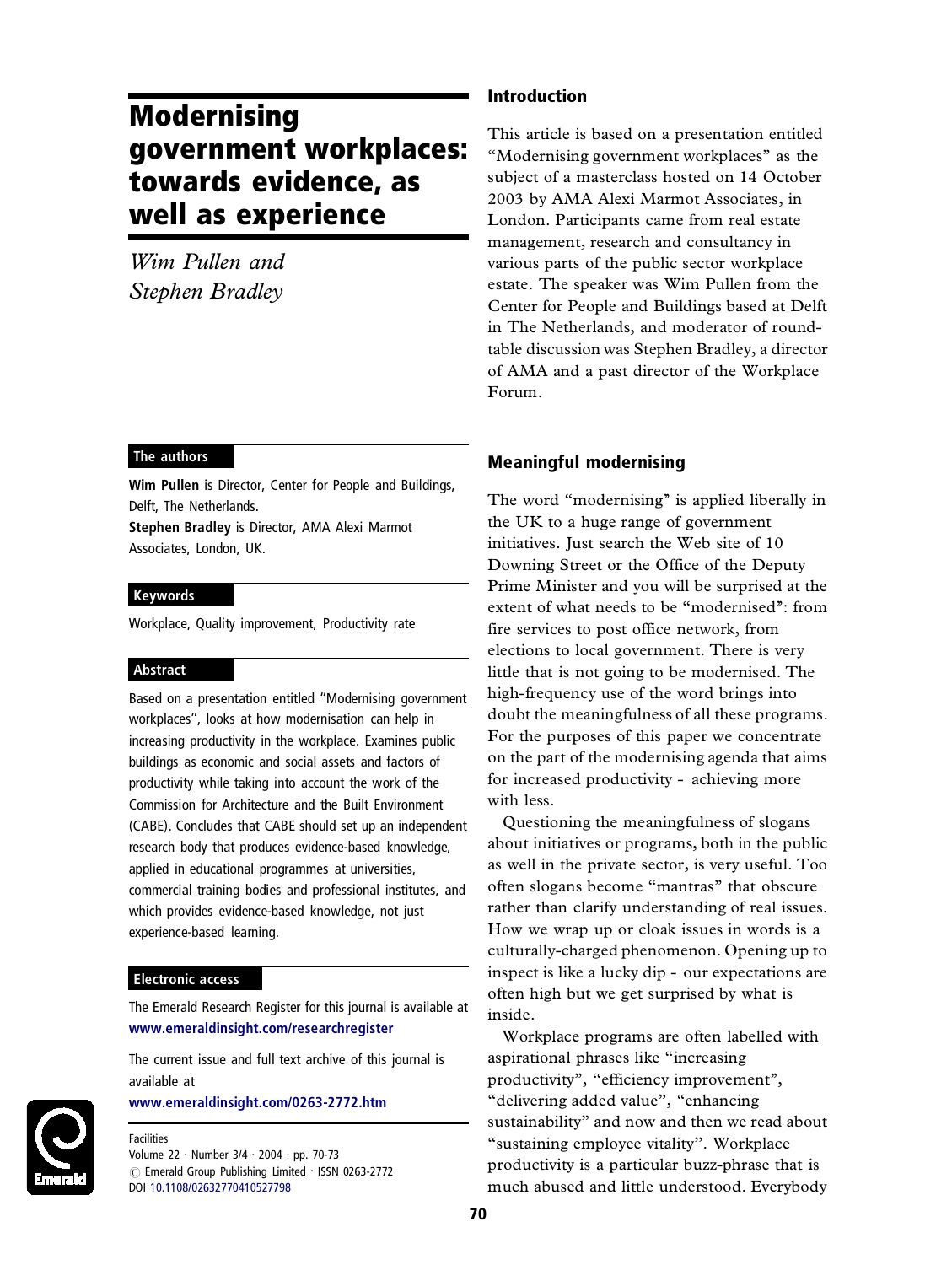# Modernising government workplaces: towards evidence, as well as experience

*Wim Pullen and Stephen Bradley*

## The authors

**Wim Pullen** is Director, Center for People and Buildings, Delft, The Netherlands.

**Stephen Bradley** is Director, AMA Alexi Marmot Associates, London, UK.

## Keywords

Workplace, Quality improvement, Productivity rate

## Abstract

Based on a presentation entitled "Modernising government workplaces", looks at how modernisation can help in increasing productivity in the workplace. Examines public buildings as economic and social assets and factors of productivity while taking into account the work of the Commission for Architecture and the Built Environment (CABE). Concludes that CABE should set up an independent research body that produces evidence-based knowledge, applied in educational programmes at universities, commercial training bodies and professional institutes, and which provides evidence-based knowledge, not just experience-based learning.

## Electronic access

The Emerald Research Register for this journal is available at www.emeraldinsight.com/researchregister

The current issue and full text archive of this journal is available at www.emeraldinsight.com/0263-2772.htm

Facilities
Volume 22 · Number 3/4 · 2004 · pp. 70-73
© Emerald Group Publishing Limited · ISSN 0263-2772
DOI 10.1108/02632770410527798

## Introduction

This article is based on a presentation entitled "Modernising government workplaces" as the subject of a masterclass hosted on 14 October 2003 by AMA Alexi Marmot Associates, in London. Participants came from real estate management, research and consultancy in various parts of the public sector workplace estate. The speaker was Wim Pullen from the Center for People and Buildings based at Delft in The Netherlands, and moderator of round-table discussion was Stephen Bradley, a director of AMA and a past director of the Workplace Forum.

## Meaningful modernising

The word "modernising" is applied liberally in the UK to a huge range of government initiatives. Just search the Web site of 10 Downing Street or the Office of the Deputy Prime Minister and you will be surprised at the extent of what needs to be "modernised": from fire services to post office network, from elections to local government. There is very little that is not going to be modernised. The high-frequency use of the word brings into doubt the meaningfulness of all these programs. For the purposes of this paper we concentrate on the part of the modernising agenda that aims for increased productivity - achieving more with less.

Questioning the meaningfulness of slogans about initiatives or programs, both in the public as well in the private sector, is very useful. Too often slogans become "mantras" that obscure rather than clarify understanding of real issues. How we wrap up or cloak issues in words is a culturally-charged phenomenon. Opening up to inspect is like a lucky dip - our expectations are often high but we get surprised by what is inside.

Workplace programs are often labelled with aspirational phrases like "increasing productivity", "efficiency improvement", "delivering added value", "enhancing sustainability" and now and then we read about "sustaining employee vitality". Workplace productivity is a particular buzz-phrase that is much abused and little understood. Everybody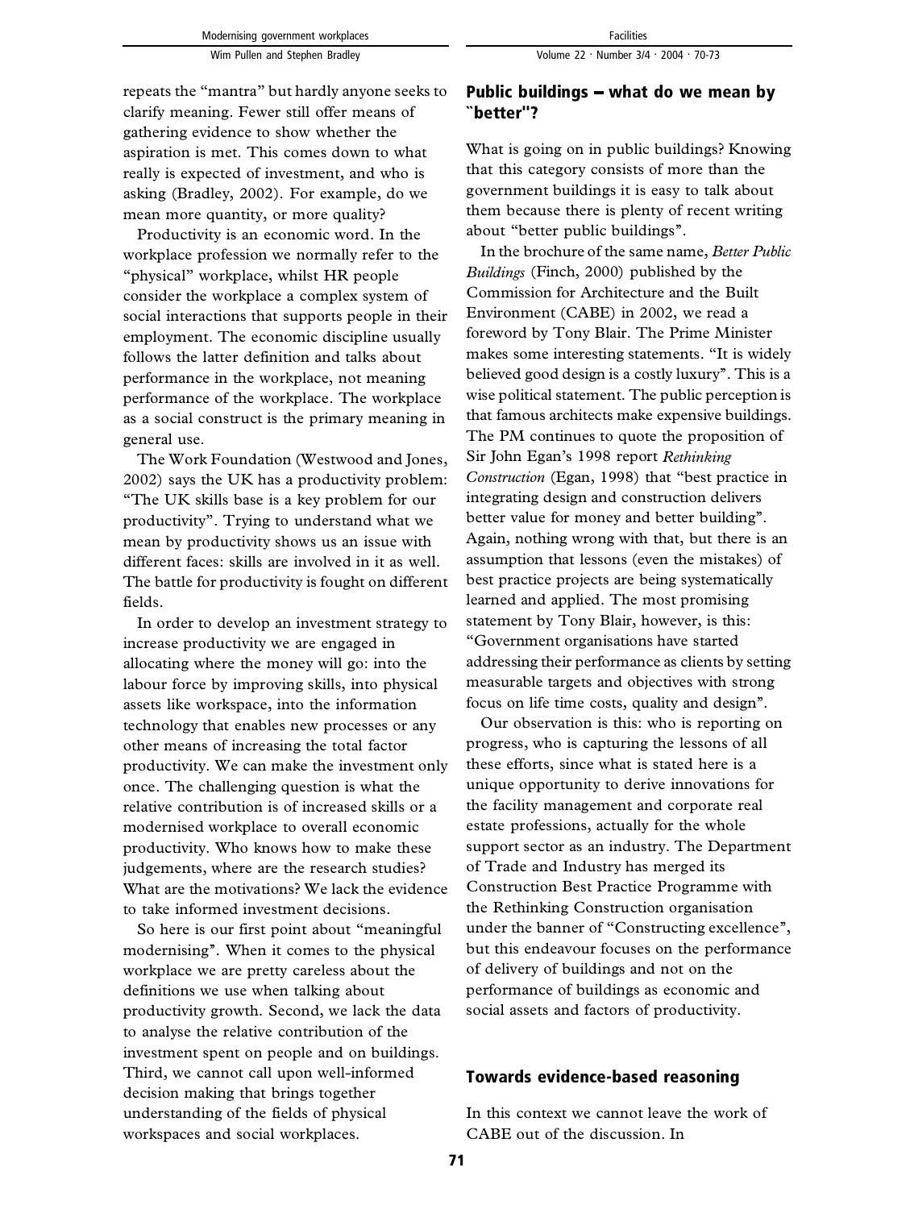repeats the "mantra" but hardly anyone seeks to clarify meaning. Fewer still offer means of gathering evidence to show whether the aspiration is met. This comes down to what really is expected of investment, and who is asking (Bradley, 2002). For example, do we mean more quantity, or more quality?

Productivity is an economic word. In the workplace profession we normally refer to the "physical" workplace, whilst HR people consider the workplace a complex system of social interactions that supports people in their employment. The economic discipline usually follows the latter definition and talks about performance in the workplace, not meaning performance of the workplace. The workplace as a social construct is the primary meaning in general use.

The Work Foundation (Westwood and Jones, 2002) says the UK has a productivity problem: "The UK skills base is a key problem for our productivity". Trying to understand what we mean by productivity shows us an issue with different faces: skills are involved in it as well. The battle for productivity is fought on different fields.

In order to develop an investment strategy to increase productivity we are engaged in allocating where the money will go: into the labour force by improving skills, into physical assets like workspace, into the information technology that enables new processes or any other means of increasing the total factor productivity. We can make the investment only once. The challenging question is what the relative contribution is of increased skills or a modernised workplace to overall economic productivity. Who knows how to make these judgements, where are the research studies? What are the motivations? We lack the evidence to take informed investment decisions.

So here is our first point about "meaningful modernising". When it comes to the physical workplace we are pretty careless about the definitions we use when talking about productivity growth. Second, we lack the data to analyse the relative contribution of the investment spent on people and on buildings. Third, we cannot call upon well-informed decision making that brings together understanding of the fields of physical workspaces and social workplaces.

## Public buildings – what do we mean by "better"?

What is going on in public buildings? Knowing that this category consists of more than the government buildings it is easy to talk about them because there is plenty of recent writing about "better public buildings".

In the brochure of the same name, *Better Public Buildings* (Finch, 2000) published by the Commission for Architecture and the Built Environment (CABE) in 2002, we read a foreword by Tony Blair. The Prime Minister makes some interesting statements. "It is widely believed good design is a costly luxury". This is a wise political statement. The public perception is that famous architects make expensive buildings. The PM continues to quote the proposition of Sir John Egan's 1998 report *Rethinking Construction* (Egan, 1998) that "best practice in integrating design and construction delivers better value for money and better building". Again, nothing wrong with that, but there is an assumption that lessons (even the mistakes) of best practice projects are being systematically learned and applied. The most promising statement by Tony Blair, however, is this: "Government organisations have started addressing their performance as clients by setting measurable targets and objectives with strong focus on life time costs, quality and design".

Our observation is this: who is reporting on progress, who is capturing the lessons of all these efforts, since what is stated here is a unique opportunity to derive innovations for the facility management and corporate real estate professions, actually for the whole support sector as an industry. The Department of Trade and Industry has merged its Construction Best Practice Programme with the Rethinking Construction organisation under the banner of "Constructing excellence", but this endeavour focuses on the performance of delivery of buildings and not on the performance of buildings as economic and social assets and factors of productivity.

## Towards evidence-based reasoning

In this context we cannot leave the work of CABE out of the discussion. In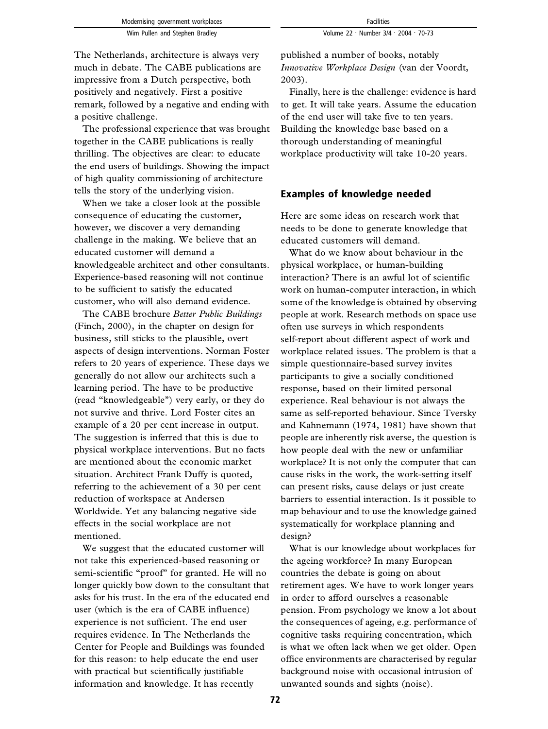The Netherlands, architecture is always very much in debate. The CABE publications are impressive from a Dutch perspective, both positively and negatively. First a positive remark, followed by a negative and ending with a positive challenge.

The professional experience that was brought together in the CABE publications is really thrilling. The objectives are clear: to educate the end users of buildings. Showing the impact of high quality commissioning of architecture tells the story of the underlying vision.

When we take a closer look at the possible consequence of educating the customer, however, we discover a very demanding challenge in the making. We believe that an educated customer will demand a knowledgeable architect and other consultants. Experience-based reasoning will not continue to be sufficient to satisfy the educated customer, who will also demand evidence.

The CABE brochure *Better Public Buildings* (Finch, 2000), in the chapter on design for business, still sticks to the plausible, overt aspects of design interventions. Norman Foster refers to 20 years of experience. These days we generally do not allow our architects such a learning period. The have to be productive (read "knowledgeable") very early, or they do not survive and thrive. Lord Foster cites an example of a 20 per cent increase in output. The suggestion is inferred that this is due to physical workplace interventions. But no facts are mentioned about the economic market situation. Architect Frank Duffy is quoted, referring to the achievement of a 30 per cent reduction of workspace at Andersen Worldwide. Yet any balancing negative side effects in the social workplace are not mentioned.

We suggest that the educated customer will not take this experienced-based reasoning or semi-scientific "proof" for granted. He will no longer quickly bow down to the consultant that asks for his trust. In the era of the educated end user (which is the era of CABE influence) experience is not sufficient. The end user requires evidence. In The Netherlands the Center for People and Buildings was founded for this reason: to help educate the end user with practical but scientifically justifiable information and knowledge. It has recently published a number of books, notably *Innovative Workplace Design* (van der Voordt, 2003).

Finally, here is the challenge: evidence is hard to get. It will take years. Assume the education of the end user will take five to ten years. Building the knowledge base based on a thorough understanding of meaningful workplace productivity will take 10-20 years.

## Examples of knowledge needed

Here are some ideas on research work that needs to be done to generate knowledge that educated customers will demand.

What do we know about behaviour in the physical workplace, or human-building interaction? There is an awful lot of scientific work on human-computer interaction, in which some of the knowledge is obtained by observing people at work. Research methods on space use often use surveys in which respondents self-report about different aspect of work and workplace related issues. The problem is that a simple questionnaire-based survey invites participants to give a socially conditioned response, based on their limited personal experience. Real behaviour is not always the same as self-reported behaviour. Since Tversky and Kahnemann (1974, 1981) have shown that people are inherently risk averse, the question is how people deal with the new or unfamiliar workplace? It is not only the computer that can cause risks in the work, the work-setting itself can present risks, cause delays or just create barriers to essential interaction. Is it possible to map behaviour and to use the knowledge gained systematically for workplace planning and design?

What is our knowledge about workplaces for the ageing workforce? In many European countries the debate is going on about retirement ages. We have to work longer years in order to afford ourselves a reasonable pension. From psychology we know a lot about the consequences of ageing, e.g. performance of cognitive tasks requiring concentration, which is what we often lack when we get older. Open office environments are characterised by regular background noise with occasional intrusion of unwanted sounds and sights (noise).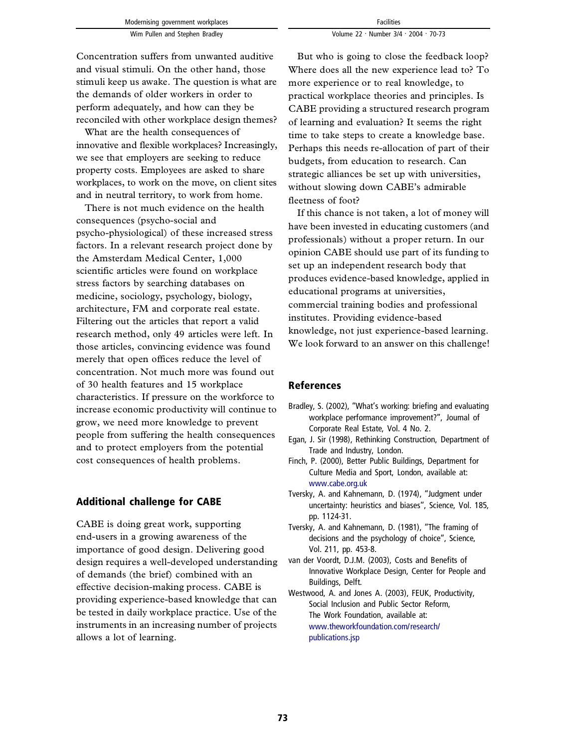Concentration suffers from unwanted auditive and visual stimuli. On the other hand, those stimuli keep us awake. The question is what are the demands of older workers in order to perform adequately, and how can they be reconciled with other workplace design themes?

What are the health consequences of innovative and flexible workplaces? Increasingly, we see that employers are seeking to reduce property costs. Employees are asked to share workplaces, to work on the move, on client sites and in neutral territory, to work from home.

There is not much evidence on the health consequences (psycho-social and psycho-physiological) of these increased stress factors. In a relevant research project done by the Amsterdam Medical Center, 1,000 scientific articles were found on workplace stress factors by searching databases on medicine, sociology, psychology, biology, architecture, FM and corporate real estate. Filtering out the articles that report a valid research method, only 49 articles were left. In those articles, convincing evidence was found merely that open offices reduce the level of concentration. Not much more was found out of 30 health features and 15 workplace characteristics. If pressure on the workforce to increase economic productivity will continue to grow, we need more knowledge to prevent people from suffering the health consequences and to protect employers from the potential cost consequences of health problems.

## Additional challenge for CABE

CABE is doing great work, supporting end-users in a growing awareness of the importance of good design. Delivering good design requires a well-developed understanding of demands (the brief) combined with an effective decision-making process. CABE is providing experience-based knowledge that can be tested in daily workplace practice. Use of the instruments in an increasing number of projects allows a lot of learning.

But who is going to close the feedback loop? Where does all the new experience lead to? To more experience or to real knowledge, to practical workplace theories and principles. Is CABE providing a structured research program of learning and evaluation? It seems the right time to take steps to create a knowledge base. Perhaps this needs re-allocation of part of their budgets, from education to research. Can strategic alliances be set up with universities, without slowing down CABE's admirable fleetness of foot?

If this chance is not taken, a lot of money will have been invested in educating customers (and professionals) without a proper return. In our opinion CABE should use part of its funding to set up an independent research body that produces evidence-based knowledge, applied in educational programs at universities, commercial training bodies and professional institutes. Providing evidence-based knowledge, not just experience-based learning. We look forward to an answer on this challenge!

## References

Bradley, S. (2002), "What's working: briefing and evaluating workplace performance improvement?", Journal of Corporate Real Estate, Vol. 4 No. 2.

Egan, J. Sir (1998), Rethinking Construction, Department of Trade and Industry, London.

Finch, P. (2000), Better Public Buildings, Department for Culture Media and Sport, London, available at: www.cabe.org.uk

Tversky, A. and Kahnemann, D. (1974), "Judgment under uncertainty: heuristics and biases", Science, Vol. 185, pp. 1124-31.

Tversky, A. and Kahnemann, D. (1981), "The framing of decisions and the psychology of choice", Science, Vol. 211, pp. 453-8.

van der Voordt, D.J.M. (2003), Costs and Benefits of Innovative Workplace Design, Center for People and Buildings, Delft.

Westwood, A. and Jones A. (2003), FEUK, Productivity, Social Inclusion and Public Sector Reform, The Work Foundation, available at: www.theworkfoundation.com/research/publications.jsp